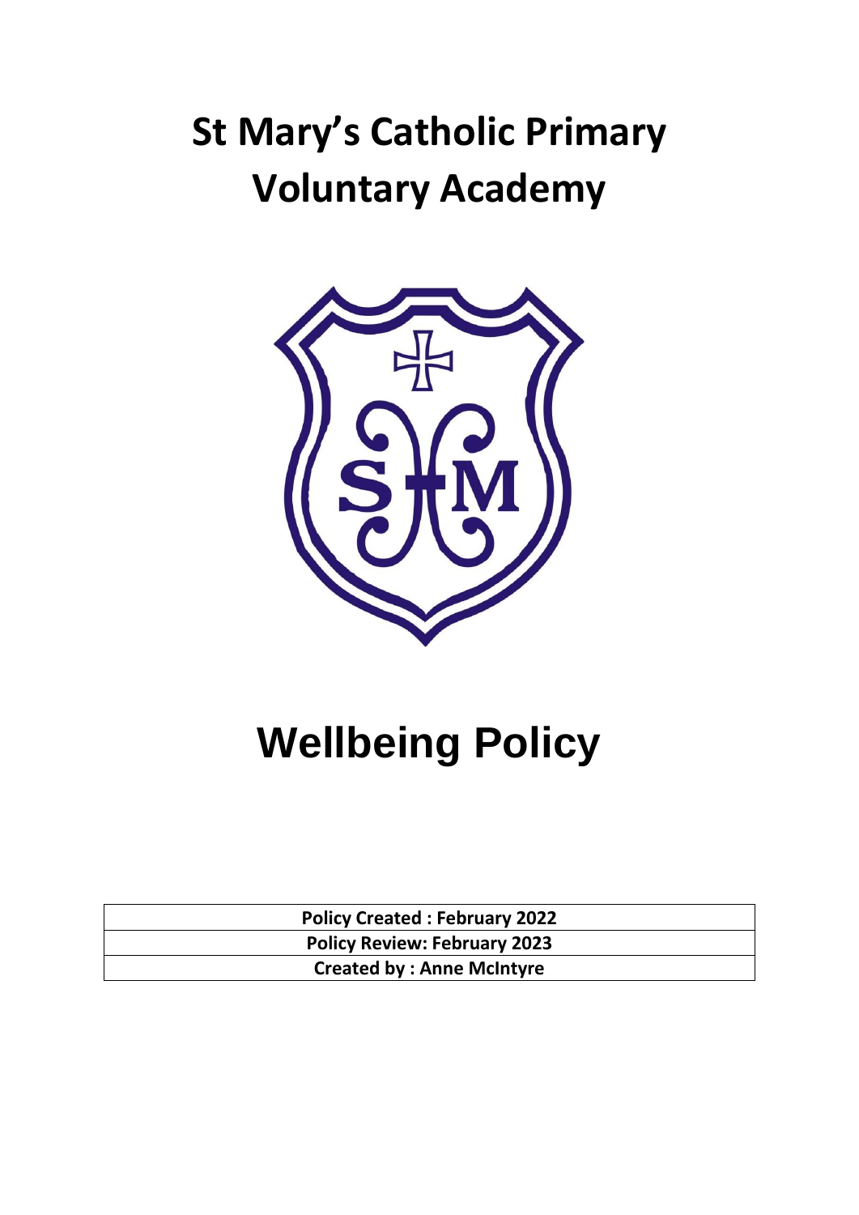# St Mary's Catholic Primary Voluntary Academy

# Wellbeing Policy

| Policy Created : February 2022 |
| --- |
| Policy Review: February 2023 |
| Created by : Anne McIntyre |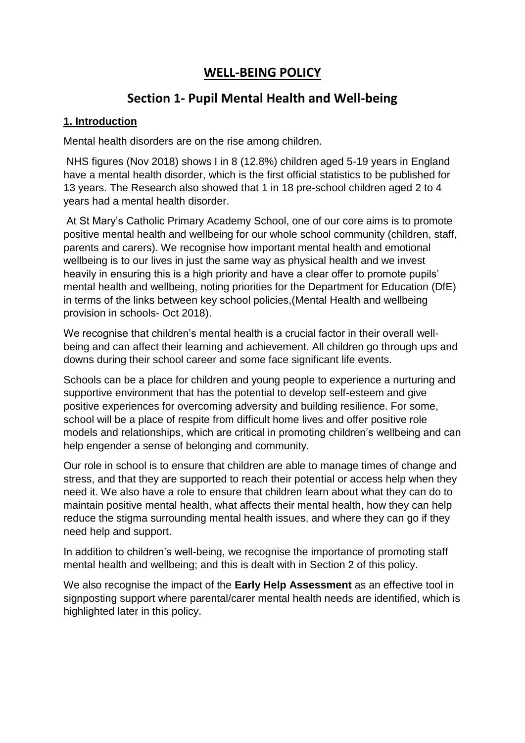# WELL-BEING POLICY

## Section 1- Pupil Mental Health and Well-being

### 1. Introduction

Mental health disorders are on the rise among children.

NHS figures (Nov 2018) shows I in 8 (12.8%) children aged 5-19 years in England have a mental health disorder, which is the first official statistics to be published for 13 years. The Research also showed that 1 in 18 pre-school children aged 2 to 4 years had a mental health disorder.

At St Mary's Catholic Primary Academy School, one of our core aims is to promote positive mental health and wellbeing for our whole school community (children, staff, parents and carers). We recognise how important mental health and emotional wellbeing is to our lives in just the same way as physical health and we invest heavily in ensuring this is a high priority and have a clear offer to promote pupils' mental health and wellbeing, noting priorities for the Department for Education (DfE) in terms of the links between key school policies,(Mental Health and wellbeing provision in schools- Oct 2018).

We recognise that children's mental health is a crucial factor in their overall well-being and can affect their learning and achievement. All children go through ups and downs during their school career and some face significant life events.

Schools can be a place for children and young people to experience a nurturing and supportive environment that has the potential to develop self-esteem and give positive experiences for overcoming adversity and building resilience. For some, school will be a place of respite from difficult home lives and offer positive role models and relationships, which are critical in promoting children's wellbeing and can help engender a sense of belonging and community.

Our role in school is to ensure that children are able to manage times of change and stress, and that they are supported to reach their potential or access help when they need it. We also have a role to ensure that children learn about what they can do to maintain positive mental health, what affects their mental health, how they can help reduce the stigma surrounding mental health issues, and where they can go if they need help and support.

In addition to children's well-being, we recognise the importance of promoting staff mental health and wellbeing; and this is dealt with in Section 2 of this policy.

We also recognise the impact of the **Early Help Assessment** as an effective tool in signposting support where parental/carer mental health needs are identified, which is highlighted later in this policy.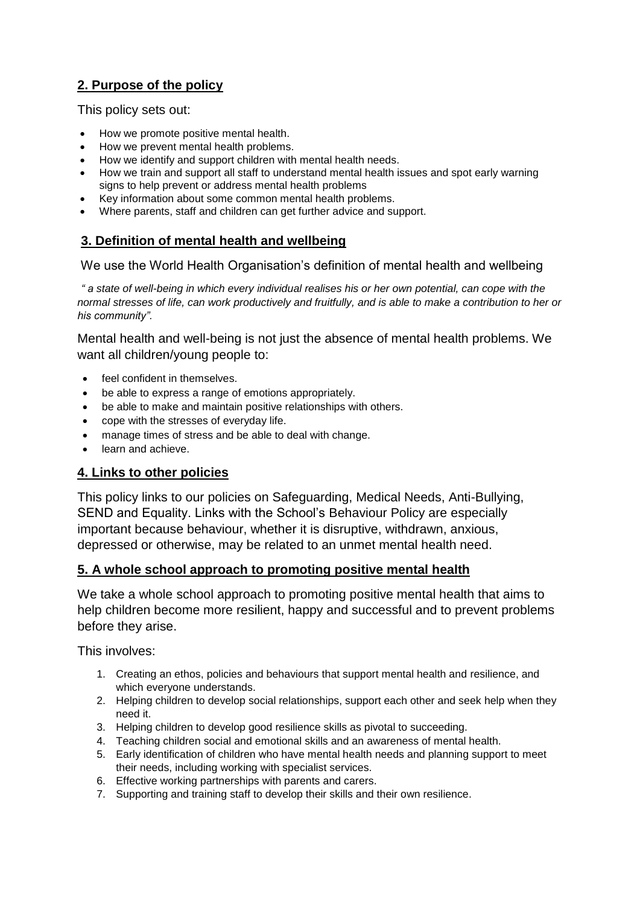## 2. Purpose of the policy

This policy sets out:

- How we promote positive mental health.
- How we prevent mental health problems.
- How we identify and support children with mental health needs.
- How we train and support all staff to understand mental health issues and spot early warning signs to help prevent or address mental health problems
- Key information about some common mental health problems.
- Where parents, staff and children can get further advice and support.

## 3. Definition of mental health and wellbeing

We use the World Health Organisation's definition of mental health and wellbeing

*" a state of well-being in which every individual realises his or her own potential, can cope with the normal stresses of life, can work productively and fruitfully, and is able to make a contribution to her or his community".*

Mental health and well-being is not just the absence of mental health problems. We want all children/young people to:

- feel confident in themselves.
- be able to express a range of emotions appropriately.
- be able to make and maintain positive relationships with others.
- cope with the stresses of everyday life.
- manage times of stress and be able to deal with change.
- learn and achieve.

## 4. Links to other policies

This policy links to our policies on Safeguarding, Medical Needs, Anti-Bullying, SEND and Equality. Links with the School's Behaviour Policy are especially important because behaviour, whether it is disruptive, withdrawn, anxious, depressed or otherwise, may be related to an unmet mental health need.

## 5. A whole school approach to promoting positive mental health

We take a whole school approach to promoting positive mental health that aims to help children become more resilient, happy and successful and to prevent problems before they arise.

This involves:

1. Creating an ethos, policies and behaviours that support mental health and resilience, and which everyone understands.
2. Helping children to develop social relationships, support each other and seek help when they need it.
3. Helping children to develop good resilience skills as pivotal to succeeding.
4. Teaching children social and emotional skills and an awareness of mental health.
5. Early identification of children who have mental health needs and planning support to meet their needs, including working with specialist services.
6. Effective working partnerships with parents and carers.
7. Supporting and training staff to develop their skills and their own resilience.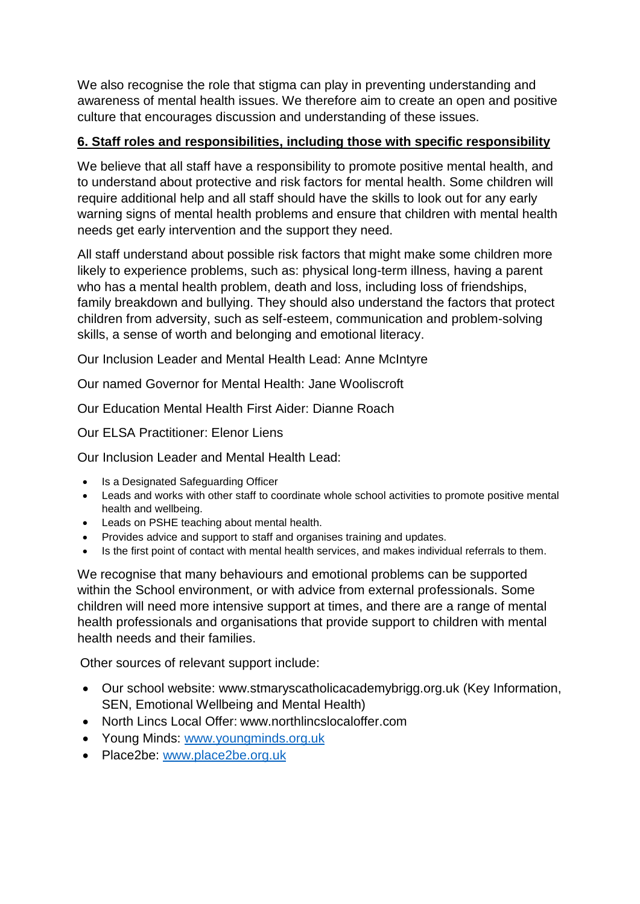We also recognise the role that stigma can play in preventing understanding and awareness of mental health issues. We therefore aim to create an open and positive culture that encourages discussion and understanding of these issues.

## 6. Staff roles and responsibilities, including those with specific responsibility

We believe that all staff have a responsibility to promote positive mental health, and to understand about protective and risk factors for mental health. Some children will require additional help and all staff should have the skills to look out for any early warning signs of mental health problems and ensure that children with mental health needs get early intervention and the support they need.

All staff understand about possible risk factors that might make some children more likely to experience problems, such as: physical long-term illness, having a parent who has a mental health problem, death and loss, including loss of friendships, family breakdown and bullying. They should also understand the factors that protect children from adversity, such as self-esteem, communication and problem-solving skills, a sense of worth and belonging and emotional literacy.

Our Inclusion Leader and Mental Health Lead: Anne McIntyre

Our named Governor for Mental Health: Jane Wooliscroft

Our Education Mental Health First Aider: Dianne Roach

Our ELSA Practitioner: Elenor Liens

Our Inclusion Leader and Mental Health Lead:

- Is a Designated Safeguarding Officer
- Leads and works with other staff to coordinate whole school activities to promote positive mental health and wellbeing.
- Leads on PSHE teaching about mental health.
- Provides advice and support to staff and organises training and updates.
- Is the first point of contact with mental health services, and makes individual referrals to them.

We recognise that many behaviours and emotional problems can be supported within the School environment, or with advice from external professionals. Some children will need more intensive support at times, and there are a range of mental health professionals and organisations that provide support to children with mental health needs and their families.

Other sources of relevant support include:

- Our school website: www.stmaryscatholicacademybrigg.org.uk (Key Information, SEN, Emotional Wellbeing and Mental Health)
- North Lincs Local Offer: www.northlincslocaloffer.com
- Young Minds: www.youngminds.org.uk
- Place2be: www.place2be.org.uk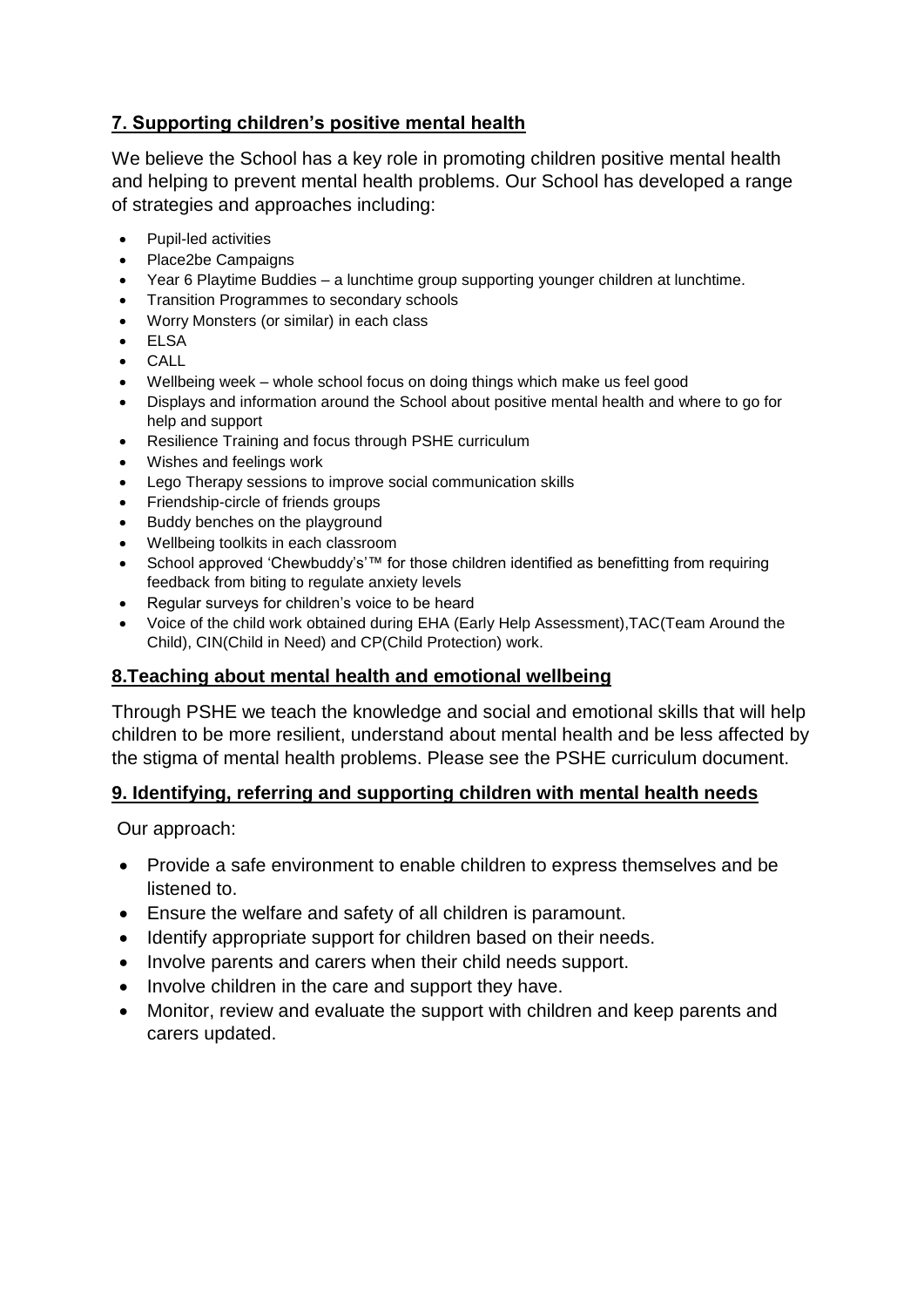## 7. Supporting children's positive mental health

We believe the School has a key role in promoting children positive mental health and helping to prevent mental health problems. Our School has developed a range of strategies and approaches including:

- Pupil-led activities
- Place2be Campaigns
- Year 6 Playtime Buddies – a lunchtime group supporting younger children at lunchtime.
- Transition Programmes to secondary schools
- Worry Monsters (or similar) in each class
- ELSA
- CALL
- Wellbeing week – whole school focus on doing things which make us feel good
- Displays and information around the School about positive mental health and where to go for help and support
- Resilience Training and focus through PSHE curriculum
- Wishes and feelings work
- Lego Therapy sessions to improve social communication skills
- Friendship-circle of friends groups
- Buddy benches on the playground
- Wellbeing toolkits in each classroom
- School approved 'Chewbuddy's'™ for those children identified as benefitting from requiring feedback from biting to regulate anxiety levels
- Regular surveys for children's voice to be heard
- Voice of the child work obtained during EHA (Early Help Assessment),TAC(Team Around the Child), CIN(Child in Need) and CP(Child Protection) work.

## 8.Teaching about mental health and emotional wellbeing

Through PSHE we teach the knowledge and social and emotional skills that will help children to be more resilient, understand about mental health and be less affected by the stigma of mental health problems. Please see the PSHE curriculum document.

## 9. Identifying, referring and supporting children with mental health needs

Our approach:

- Provide a safe environment to enable children to express themselves and be listened to.
- Ensure the welfare and safety of all children is paramount.
- Identify appropriate support for children based on their needs.
- Involve parents and carers when their child needs support.
- Involve children in the care and support they have.
- Monitor, review and evaluate the support with children and keep parents and carers updated.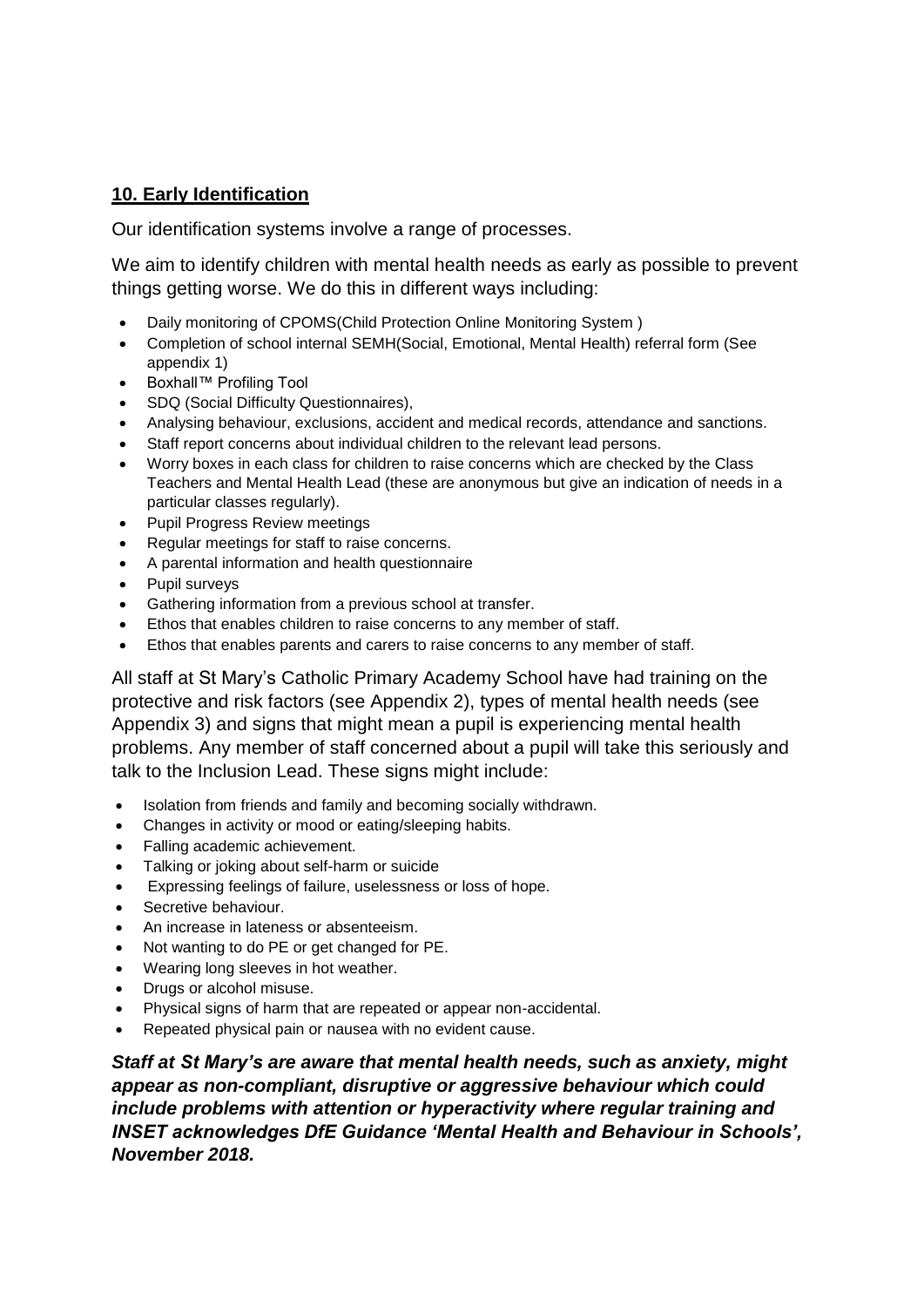## **10. Early Identification**

Our identification systems involve a range of processes.

We aim to identify children with mental health needs as early as possible to prevent things getting worse. We do this in different ways including:

- Daily monitoring of CPOMS(Child Protection Online Monitoring System )
- Completion of school internal SEMH(Social, Emotional, Mental Health) referral form (See appendix 1)
- Boxhall™ Profiling Tool
- SDQ (Social Difficulty Questionnaires),
- Analysing behaviour, exclusions, accident and medical records, attendance and sanctions.
- Staff report concerns about individual children to the relevant lead persons.
- Worry boxes in each class for children to raise concerns which are checked by the Class Teachers and Mental Health Lead (these are anonymous but give an indication of needs in a particular classes regularly).
- Pupil Progress Review meetings
- Regular meetings for staff to raise concerns.
- A parental information and health questionnaire
- Pupil surveys
- Gathering information from a previous school at transfer.
- Ethos that enables children to raise concerns to any member of staff.
- Ethos that enables parents and carers to raise concerns to any member of staff.

All staff at St Mary's Catholic Primary Academy School have had training on the protective and risk factors (see Appendix 2), types of mental health needs (see Appendix 3) and signs that might mean a pupil is experiencing mental health problems. Any member of staff concerned about a pupil will take this seriously and talk to the Inclusion Lead. These signs might include:

- Isolation from friends and family and becoming socially withdrawn.
- Changes in activity or mood or eating/sleeping habits.
- Falling academic achievement.
- Talking or joking about self-harm or suicide
- Expressing feelings of failure, uselessness or loss of hope.
- Secretive behaviour.
- An increase in lateness or absenteeism.
- Not wanting to do PE or get changed for PE.
- Wearing long sleeves in hot weather.
- Drugs or alcohol misuse.
- Physical signs of harm that are repeated or appear non-accidental.
- Repeated physical pain or nausea with no evident cause.

***Staff at St Mary's are aware that mental health needs, such as anxiety, might appear as non-compliant, disruptive or aggressive behaviour which could include problems with attention or hyperactivity where regular training and INSET acknowledges DfE Guidance 'Mental Health and Behaviour in Schools', November 2018.***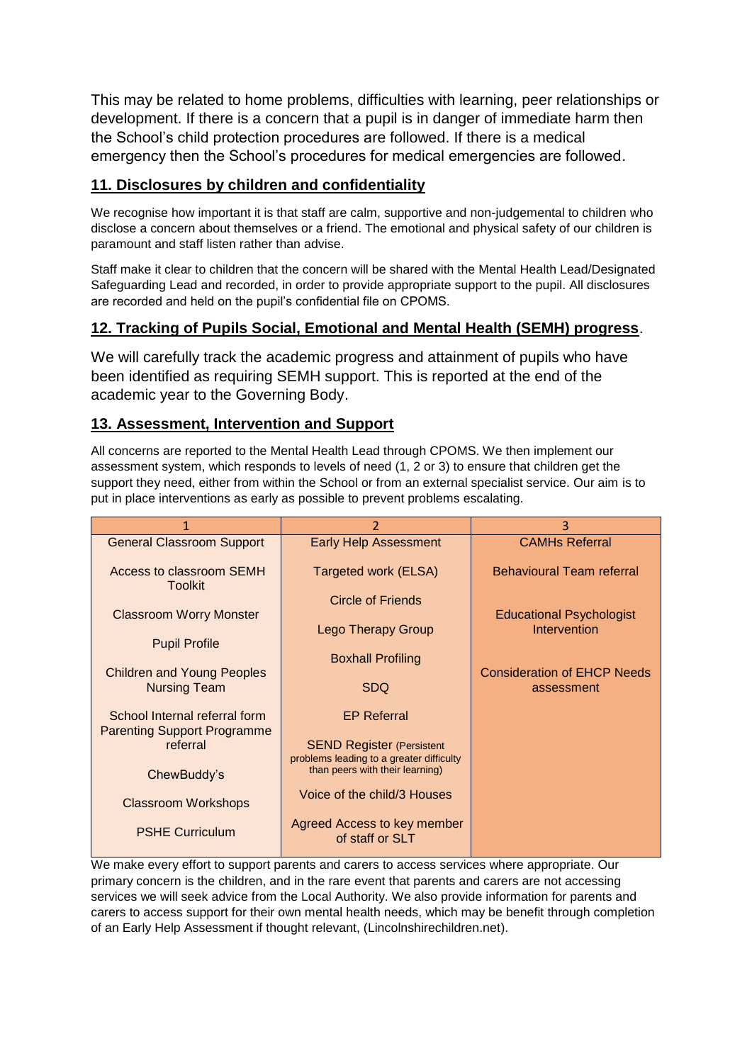This may be related to home problems, difficulties with learning, peer relationships or development. If there is a concern that a pupil is in danger of immediate harm then the School's child protection procedures are followed. If there is a medical emergency then the School's procedures for medical emergencies are followed.

## 11. Disclosures by children and confidentiality

We recognise how important it is that staff are calm, supportive and non-judgemental to children who disclose a concern about themselves or a friend. The emotional and physical safety of our children is paramount and staff listen rather than advise.

Staff make it clear to children that the concern will be shared with the Mental Health Lead/Designated Safeguarding Lead and recorded, in order to provide appropriate support to the pupil. All disclosures are recorded and held on the pupil's confidential file on CPOMS.

## 12. Tracking of Pupils Social, Emotional and Mental Health (SEMH) progress.

We will carefully track the academic progress and attainment of pupils who have been identified as requiring SEMH support. This is reported at the end of the academic year to the Governing Body.

## 13. Assessment, Intervention and Support

All concerns are reported to the Mental Health Lead through CPOMS. We then implement our assessment system, which responds to levels of need (1, 2 or 3) to ensure that children get the support they need, either from within the School or from an external specialist service. Our aim is to put in place interventions as early as possible to prevent problems escalating.

| 1 | 2 | 3 |
|---|---|---|
| General Classroom Support | Early Help Assessment | CAMHs Referral |
| Access to classroom SEMH Toolkit | Targeted work (ELSA) | Behavioural Team referral |
| Classroom Worry Monster | Circle of Friends | Educational Psychologist Intervention |
| Pupil Profile | Lego Therapy Group | Consideration of EHCP Needs assessment |
| Children and Young Peoples Nursing Team | Boxhall Profiling | |
| School Internal referral form | SDQ | |
| Parenting Support Programme referral | EP Referral | |
| ChewBuddy's | SEND Register (Persistent problems leading to a greater difficulty than peers with their learning) | |
| Classroom Workshops | Voice of the child/3 Houses | |
| PSHE Curriculum | Agreed Access to key member of staff or SLT | |

We make every effort to support parents and carers to access services where appropriate. Our primary concern is the children, and in the rare event that parents and carers are not accessing services we will seek advice from the Local Authority. We also provide information for parents and carers to access support for their own mental health needs, which may be benefit through completion of an Early Help Assessment if thought relevant, (Lincolnshirechildren.net).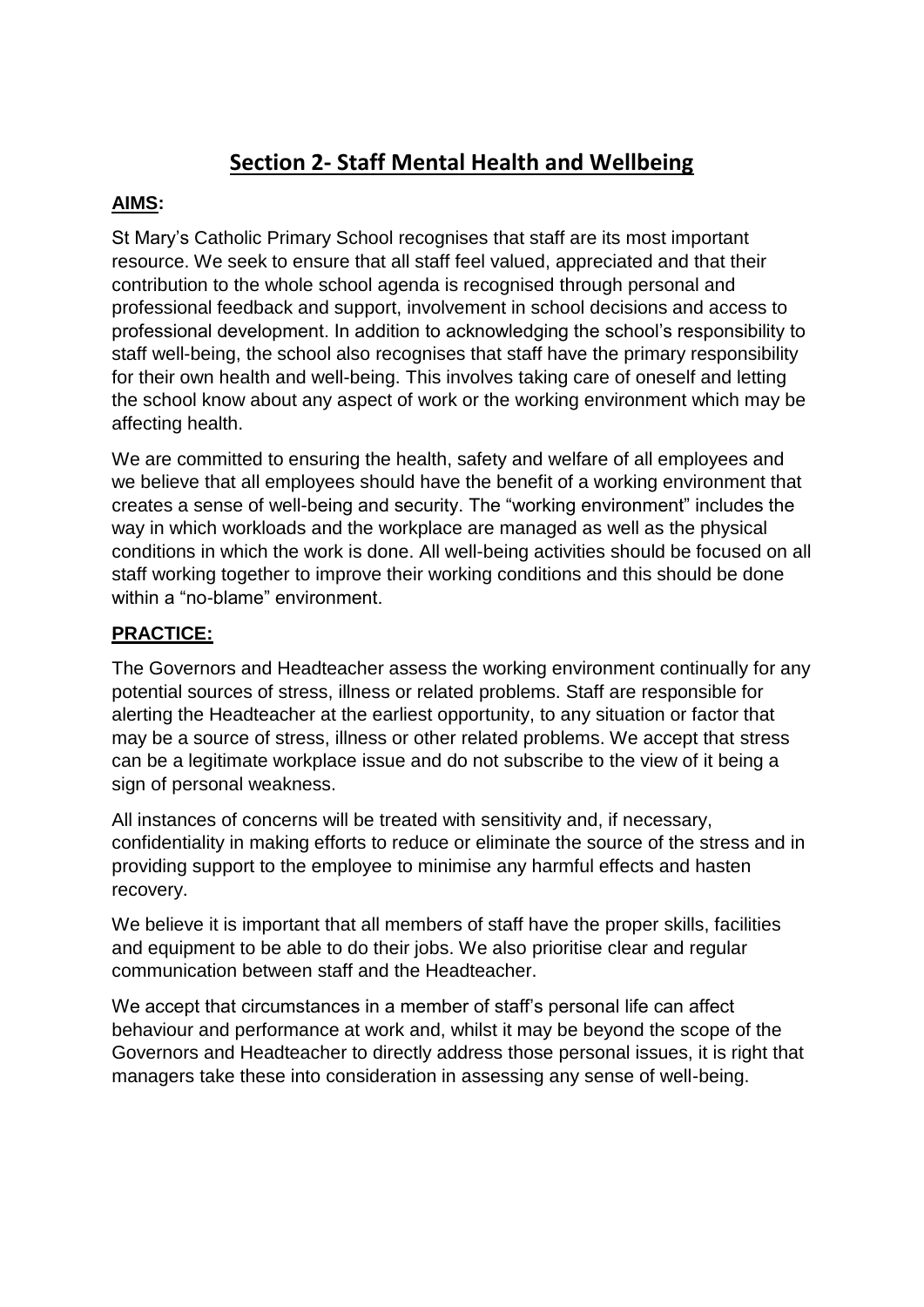# Section 2- Staff Mental Health and Wellbeing

**AIMS:**

St Mary's Catholic Primary School recognises that staff are its most important resource. We seek to ensure that all staff feel valued, appreciated and that their contribution to the whole school agenda is recognised through personal and professional feedback and support, involvement in school decisions and access to professional development. In addition to acknowledging the school's responsibility to staff well-being, the school also recognises that staff have the primary responsibility for their own health and well-being. This involves taking care of oneself and letting the school know about any aspect of work or the working environment which may be affecting health.

We are committed to ensuring the health, safety and welfare of all employees and we believe that all employees should have the benefit of a working environment that creates a sense of well-being and security. The "working environment" includes the way in which workloads and the workplace are managed as well as the physical conditions in which the work is done. All well-being activities should be focused on all staff working together to improve their working conditions and this should be done within a "no-blame" environment.

**PRACTICE:**

The Governors and Headteacher assess the working environment continually for any potential sources of stress, illness or related problems. Staff are responsible for alerting the Headteacher at the earliest opportunity, to any situation or factor that may be a source of stress, illness or other related problems. We accept that stress can be a legitimate workplace issue and do not subscribe to the view of it being a sign of personal weakness.

All instances of concerns will be treated with sensitivity and, if necessary, confidentiality in making efforts to reduce or eliminate the source of the stress and in providing support to the employee to minimise any harmful effects and hasten recovery.

We believe it is important that all members of staff have the proper skills, facilities and equipment to be able to do their jobs. We also prioritise clear and regular communication between staff and the Headteacher.

We accept that circumstances in a member of staff's personal life can affect behaviour and performance at work and, whilst it may be beyond the scope of the Governors and Headteacher to directly address those personal issues, it is right that managers take these into consideration in assessing any sense of well-being.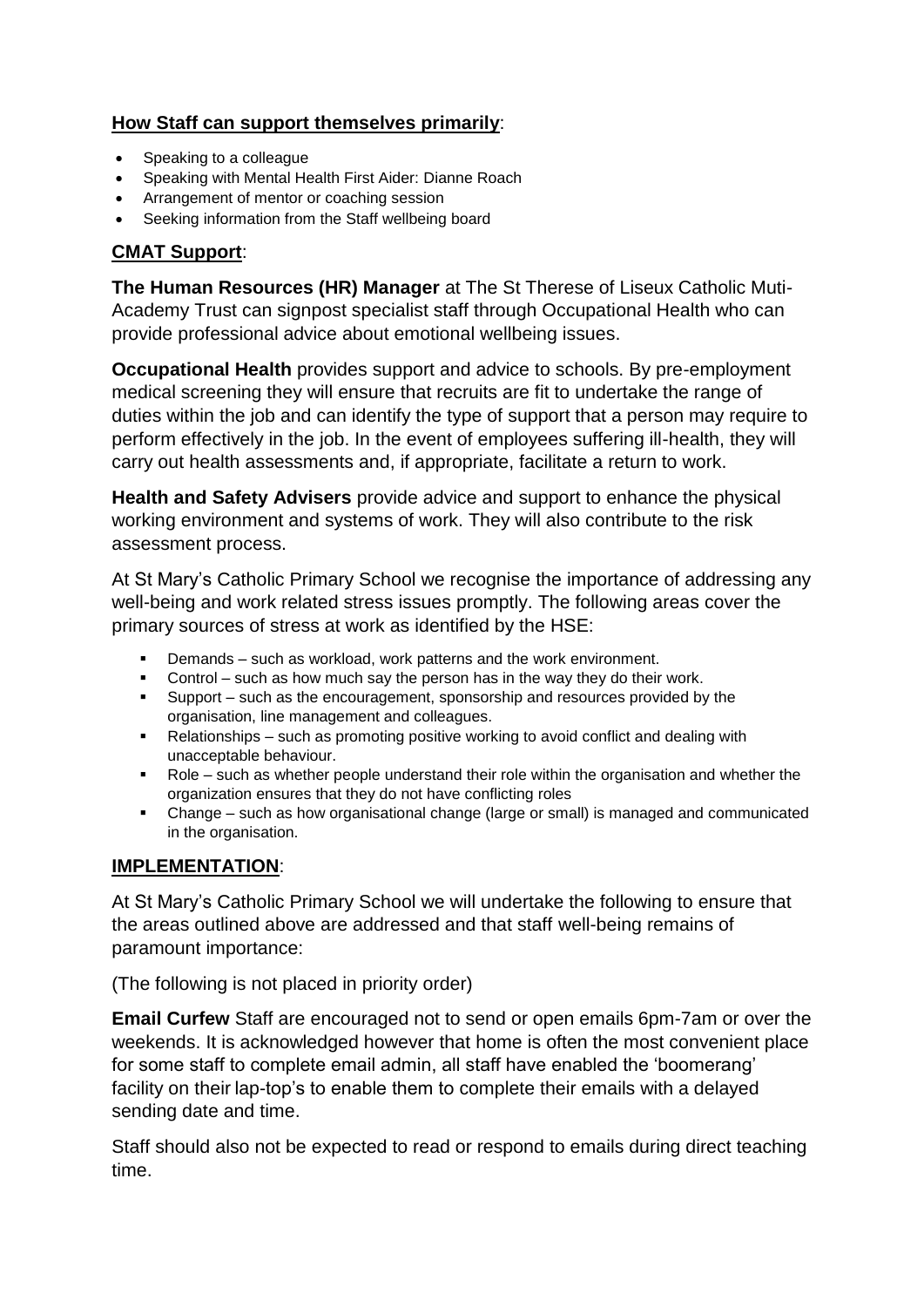**How Staff can support themselves primarily**:

- Speaking to a colleague
- Speaking with Mental Health First Aider: Dianne Roach
- Arrangement of mentor or coaching session
- Seeking information from the Staff wellbeing board

**CMAT Support**:

**The Human Resources (HR) Manager** at The St Therese of Liseux Catholic Muti-Academy Trust can signpost specialist staff through Occupational Health who can provide professional advice about emotional wellbeing issues.

**Occupational Health** provides support and advice to schools. By pre-employment medical screening they will ensure that recruits are fit to undertake the range of duties within the job and can identify the type of support that a person may require to perform effectively in the job. In the event of employees suffering ill-health, they will carry out health assessments and, if appropriate, facilitate a return to work.

**Health and Safety Advisers** provide advice and support to enhance the physical working environment and systems of work. They will also contribute to the risk assessment process.

At St Mary's Catholic Primary School we recognise the importance of addressing any well-being and work related stress issues promptly. The following areas cover the primary sources of stress at work as identified by the HSE:

- Demands – such as workload, work patterns and the work environment.
- Control – such as how much say the person has in the way they do their work.
- Support – such as the encouragement, sponsorship and resources provided by the organisation, line management and colleagues.
- Relationships – such as promoting positive working to avoid conflict and dealing with unacceptable behaviour.
- Role – such as whether people understand their role within the organisation and whether the organization ensures that they do not have conflicting roles
- Change – such as how organisational change (large or small) is managed and communicated in the organisation.

**IMPLEMENTATION**:

At St Mary's Catholic Primary School we will undertake the following to ensure that the areas outlined above are addressed and that staff well-being remains of paramount importance:

(The following is not placed in priority order)

**Email Curfew** Staff are encouraged not to send or open emails 6pm-7am or over the weekends. It is acknowledged however that home is often the most convenient place for some staff to complete email admin, all staff have enabled the 'boomerang' facility on their lap-top's to enable them to complete their emails with a delayed sending date and time.

Staff should also not be expected to read or respond to emails during direct teaching time.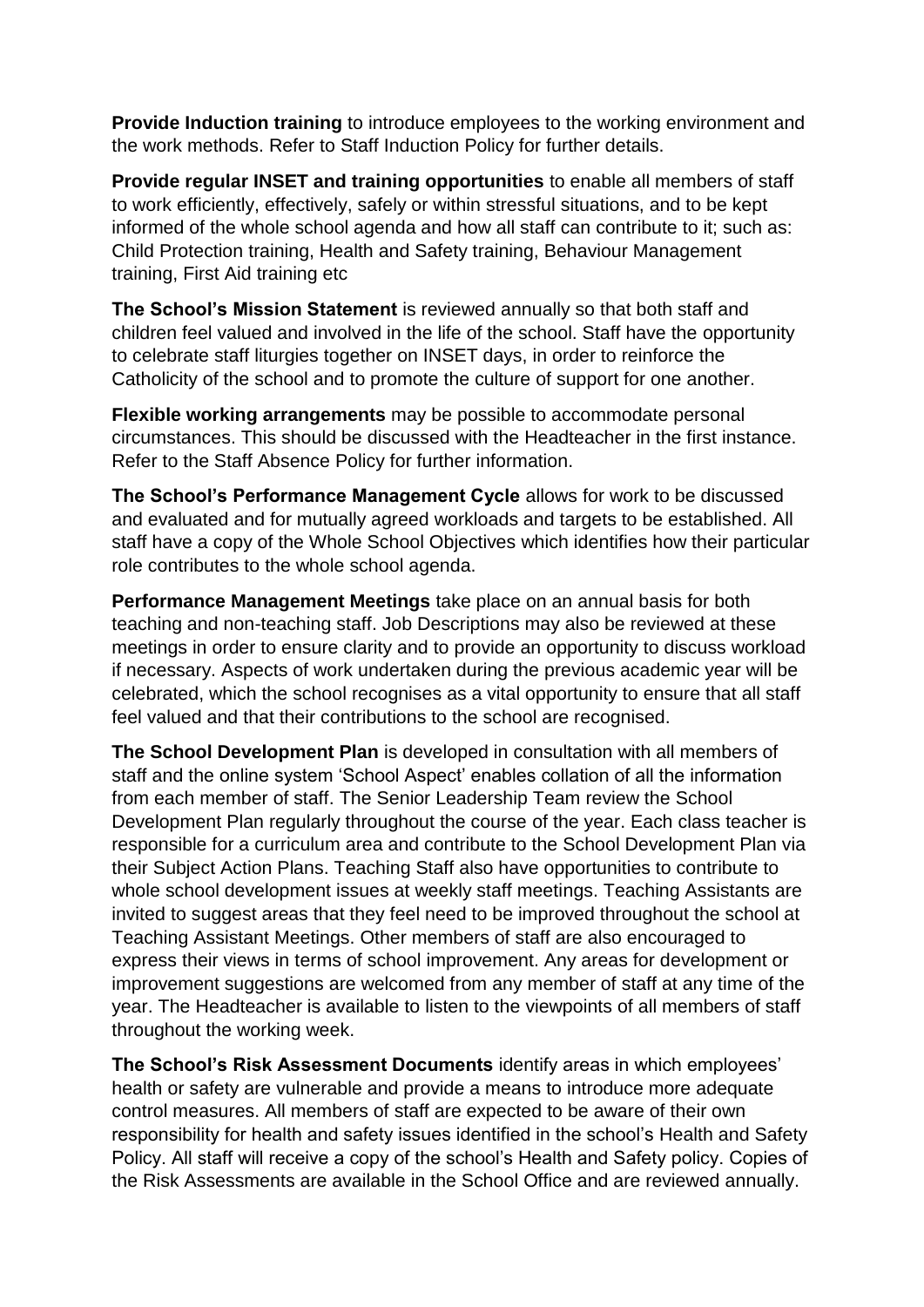**Provide Induction training** to introduce employees to the working environment and the work methods. Refer to Staff Induction Policy for further details.

**Provide regular INSET and training opportunities** to enable all members of staff to work efficiently, effectively, safely or within stressful situations, and to be kept informed of the whole school agenda and how all staff can contribute to it; such as: Child Protection training, Health and Safety training, Behaviour Management training, First Aid training etc

**The School's Mission Statement** is reviewed annually so that both staff and children feel valued and involved in the life of the school. Staff have the opportunity to celebrate staff liturgies together on INSET days, in order to reinforce the Catholicity of the school and to promote the culture of support for one another.

**Flexible working arrangements** may be possible to accommodate personal circumstances. This should be discussed with the Headteacher in the first instance. Refer to the Staff Absence Policy for further information.

**The School's Performance Management Cycle** allows for work to be discussed and evaluated and for mutually agreed workloads and targets to be established. All staff have a copy of the Whole School Objectives which identifies how their particular role contributes to the whole school agenda.

**Performance Management Meetings** take place on an annual basis for both teaching and non-teaching staff. Job Descriptions may also be reviewed at these meetings in order to ensure clarity and to provide an opportunity to discuss workload if necessary. Aspects of work undertaken during the previous academic year will be celebrated, which the school recognises as a vital opportunity to ensure that all staff feel valued and that their contributions to the school are recognised.

**The School Development Plan** is developed in consultation with all members of staff and the online system 'School Aspect' enables collation of all the information from each member of staff. The Senior Leadership Team review the School Development Plan regularly throughout the course of the year. Each class teacher is responsible for a curriculum area and contribute to the School Development Plan via their Subject Action Plans. Teaching Staff also have opportunities to contribute to whole school development issues at weekly staff meetings. Teaching Assistants are invited to suggest areas that they feel need to be improved throughout the school at Teaching Assistant Meetings. Other members of staff are also encouraged to express their views in terms of school improvement. Any areas for development or improvement suggestions are welcomed from any member of staff at any time of the year. The Headteacher is available to listen to the viewpoints of all members of staff throughout the working week.

**The School's Risk Assessment Documents** identify areas in which employees' health or safety are vulnerable and provide a means to introduce more adequate control measures. All members of staff are expected to be aware of their own responsibility for health and safety issues identified in the school's Health and Safety Policy. All staff will receive a copy of the school's Health and Safety policy. Copies of the Risk Assessments are available in the School Office and are reviewed annually.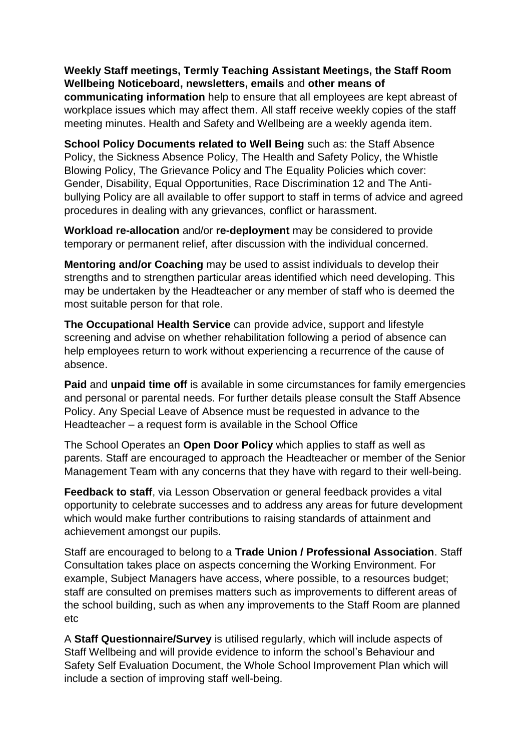**Weekly Staff meetings, Termly Teaching Assistant Meetings, the Staff Room Wellbeing Noticeboard, newsletters, emails** and **other means of communicating information** help to ensure that all employees are kept abreast of workplace issues which may affect them. All staff receive weekly copies of the staff meeting minutes. Health and Safety and Wellbeing are a weekly agenda item.

**School Policy Documents related to Well Being** such as: the Staff Absence Policy, the Sickness Absence Policy, The Health and Safety Policy, the Whistle Blowing Policy, The Grievance Policy and The Equality Policies which cover: Gender, Disability, Equal Opportunities, Race Discrimination 12 and The Anti-bullying Policy are all available to offer support to staff in terms of advice and agreed procedures in dealing with any grievances, conflict or harassment.

**Workload re-allocation** and/or **re-deployment** may be considered to provide temporary or permanent relief, after discussion with the individual concerned.

**Mentoring and/or Coaching** may be used to assist individuals to develop their strengths and to strengthen particular areas identified which need developing. This may be undertaken by the Headteacher or any member of staff who is deemed the most suitable person for that role.

**The Occupational Health Service** can provide advice, support and lifestyle screening and advise on whether rehabilitation following a period of absence can help employees return to work without experiencing a recurrence of the cause of absence.

**Paid** and **unpaid time off** is available in some circumstances for family emergencies and personal or parental needs. For further details please consult the Staff Absence Policy. Any Special Leave of Absence must be requested in advance to the Headteacher – a request form is available in the School Office

The School Operates an **Open Door Policy** which applies to staff as well as parents. Staff are encouraged to approach the Headteacher or member of the Senior Management Team with any concerns that they have with regard to their well-being.

**Feedback to staff**, via Lesson Observation or general feedback provides a vital opportunity to celebrate successes and to address any areas for future development which would make further contributions to raising standards of attainment and achievement amongst our pupils.

Staff are encouraged to belong to a **Trade Union / Professional Association**. Staff Consultation takes place on aspects concerning the Working Environment. For example, Subject Managers have access, where possible, to a resources budget; staff are consulted on premises matters such as improvements to different areas of the school building, such as when any improvements to the Staff Room are planned etc

A **Staff Questionnaire/Survey** is utilised regularly, which will include aspects of Staff Wellbeing and will provide evidence to inform the school's Behaviour and Safety Self Evaluation Document, the Whole School Improvement Plan which will include a section of improving staff well-being.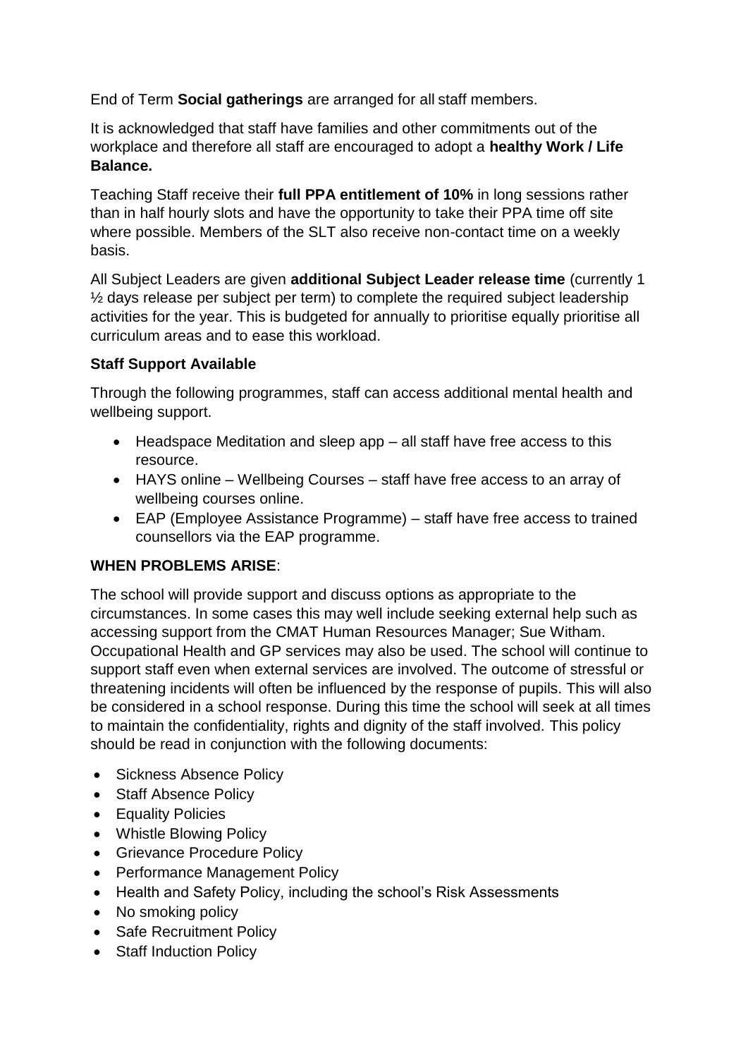End of Term **Social gatherings** are arranged for all staff members.

It is acknowledged that staff have families and other commitments out of the workplace and therefore all staff are encouraged to adopt a **healthy Work / Life Balance.**

Teaching Staff receive their **full PPA entitlement of 10%** in long sessions rather than in half hourly slots and have the opportunity to take their PPA time off site where possible. Members of the SLT also receive non-contact time on a weekly basis.

All Subject Leaders are given **additional Subject Leader release time** (currently 1 ½ days release per subject per term) to complete the required subject leadership activities for the year. This is budgeted for annually to prioritise equally prioritise all curriculum areas and to ease this workload.

**Staff Support Available**

Through the following programmes, staff can access additional mental health and wellbeing support.

- Headspace Meditation and sleep app – all staff have free access to this resource.
- HAYS online – Wellbeing Courses – staff have free access to an array of wellbeing courses online.
- EAP (Employee Assistance Programme) – staff have free access to trained counsellors via the EAP programme.

**WHEN PROBLEMS ARISE**:

The school will provide support and discuss options as appropriate to the circumstances. In some cases this may well include seeking external help such as accessing support from the CMAT Human Resources Manager; Sue Witham. Occupational Health and GP services may also be used. The school will continue to support staff even when external services are involved. The outcome of stressful or threatening incidents will often be influenced by the response of pupils. This will also be considered in a school response. During this time the school will seek at all times to maintain the confidentiality, rights and dignity of the staff involved. This policy should be read in conjunction with the following documents:

- Sickness Absence Policy
- Staff Absence Policy
- Equality Policies
- Whistle Blowing Policy
- Grievance Procedure Policy
- Performance Management Policy
- Health and Safety Policy, including the school's Risk Assessments
- No smoking policy
- Safe Recruitment Policy
- Staff Induction Policy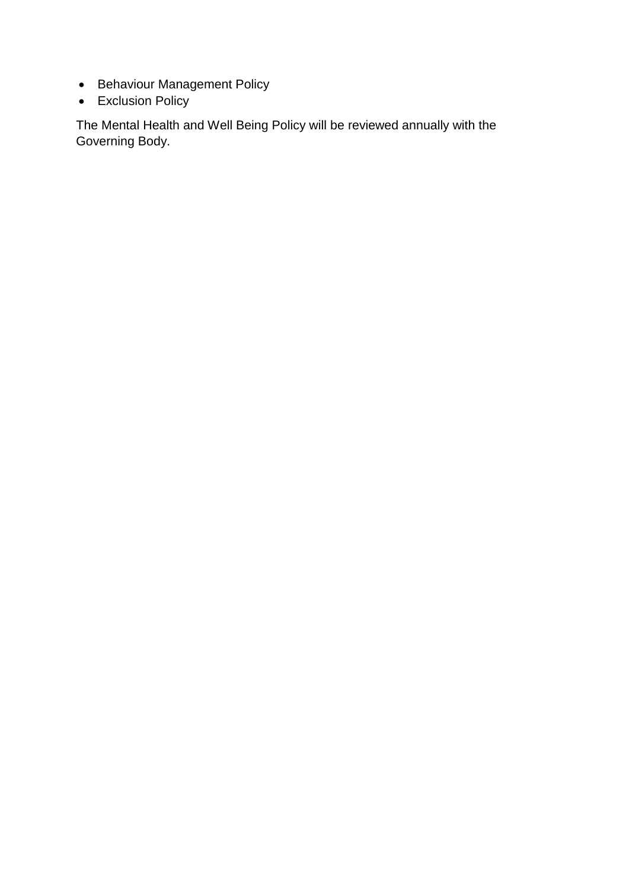- Behaviour Management Policy
- Exclusion Policy

The Mental Health and Well Being Policy will be reviewed annually with the Governing Body.